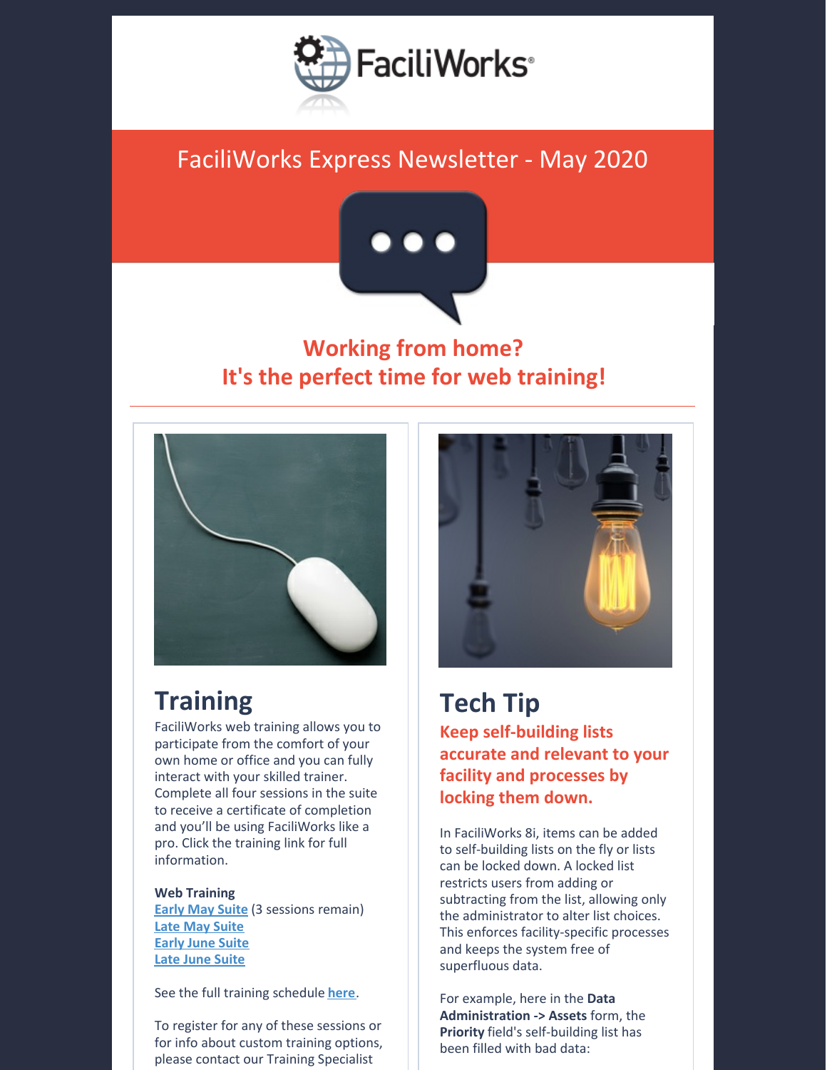# FaciliWorks Express Newsletter - May 2020

## Working from home?
## It's the perfect time for web training!

## Training

FaciliWorks web training allows you to participate from the comfort of your own home or office and you can fully interact with your skilled trainer. Complete all four sessions in the suite to receive a certificate of completion and you'll be using FaciliWorks like a pro. Click the training link for full information.

**Web Training**
Early May Suite (3 sessions remain)
Late May Suite
Early June Suite
Late June Suite

See the full training schedule here.

To register for any of these sessions or for info about custom training options, please contact our Training Specialist

## Tech Tip

### Keep self-building lists accurate and relevant to your facility and processes by locking them down.

In FaciliWorks 8i, items can be added to self-building lists on the fly or lists can be locked down. A locked list restricts users from adding or subtracting from the list, allowing only the administrator to alter list choices. This enforces facility-specific processes and keeps the system free of superfluous data.

For example, here in the **Data Administration -> Assets** form, the **Priority** field's self-building list has been filled with bad data: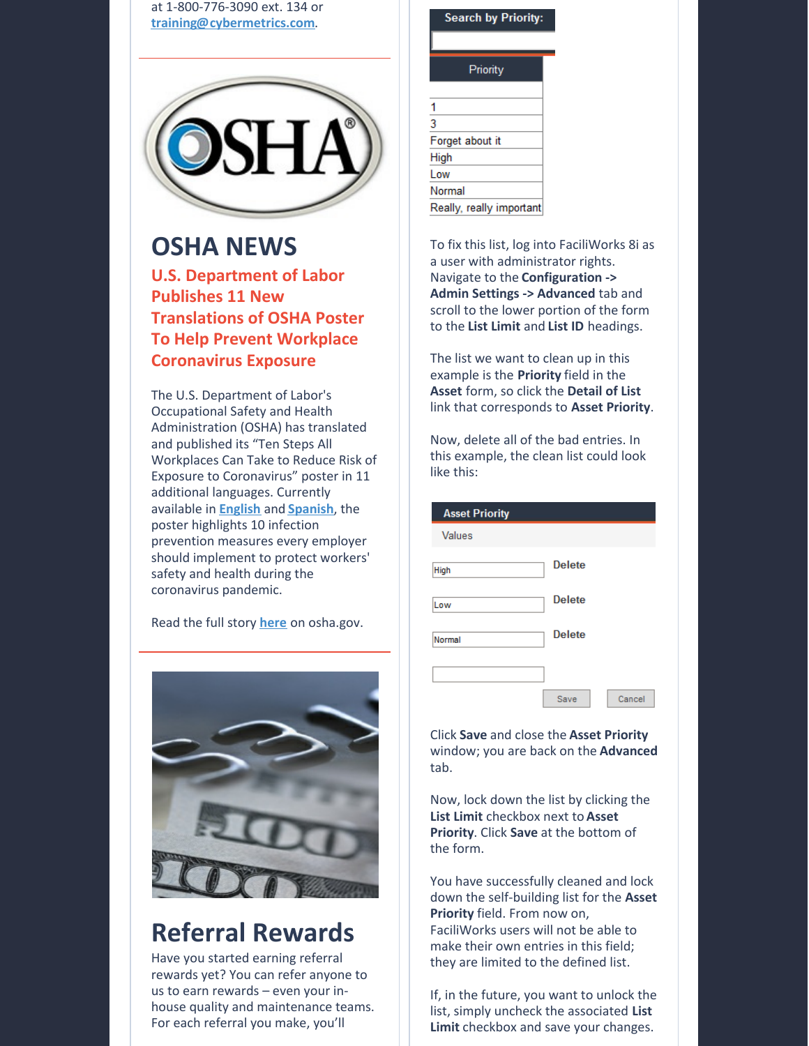at 1-800-776-3090 ext. 134 or training@cybermetrics.com.

# OSHA NEWS

## U.S. Department of Labor Publishes 11 New Translations of OSHA Poster To Help Prevent Workplace Coronavirus Exposure

The U.S. Department of Labor's Occupational Safety and Health Administration (OSHA) has translated and published its "Ten Steps All Workplaces Can Take to Reduce Risk of Exposure to Coronavirus" poster in 11 additional languages. Currently available in English and Spanish, the poster highlights 10 infection prevention measures every employer should implement to protect workers' safety and health during the coronavirus pandemic.

Read the full story here on osha.gov.

# Referral Rewards

Have you started earning referral rewards yet? You can refer anyone to us to earn rewards – even your in-house quality and maintenance teams. For each referral you make, you'll

Search by Priority:

| Priority |
| --- |
| |
| 1 |
| 3 |
| Forget about it |
| High |
| Low |
| Normal |
| Really, really important |

To fix this list, log into FaciliWorks 8i as a user with administrator rights. Navigate to the **Configuration -> Admin Settings -> Advanced** tab and scroll to the lower portion of the form to the **List Limit** and **List ID** headings.

The list we want to clean up in this example is the **Priority** field in the **Asset** form, so click the **Detail of List** link that corresponds to **Asset Priority**.

Now, delete all of the bad entries. In this example, the clean list could look like this:

| Asset Priority | |
| --- | --- |
| Values | |
| High | Delete |
| Low | Delete |
| Normal | Delete |
| | |
| Save | Cancel |

Click **Save** and close the **Asset Priority** window; you are back on the **Advanced** tab.

Now, lock down the list by clicking the **List Limit** checkbox next to **Asset Priority**. Click **Save** at the bottom of the form.

You have successfully cleaned and lock down the self-building list for the **Asset Priority** field. From now on, FaciliWorks users will not be able to make their own entries in this field; they are limited to the defined list.

If, in the future, you want to unlock the list, simply uncheck the associated **List Limit** checkbox and save your changes.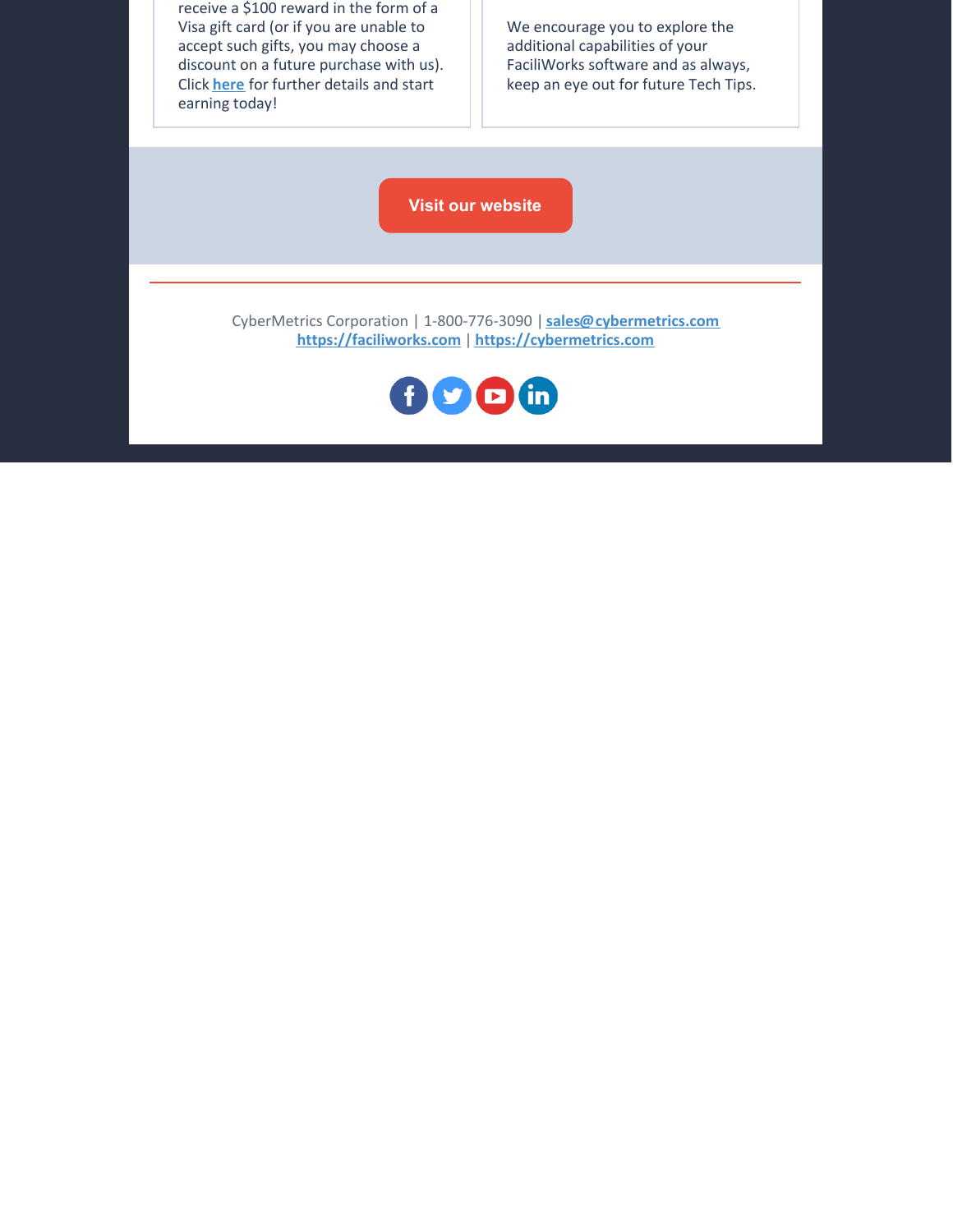receive a $100 reward in the form of a Visa gift card (or if you are unable to accept such gifts, you may choose a discount on a future purchase with us). Click **here** for further details and start earning today!

We encourage you to explore the additional capabilities of your FaciliWorks software and as always, keep an eye out for future Tech Tips.

**Visit our website**

---

CyberMetrics Corporation | 1-800-776-3090 | **sales@cybermetrics.com**
**https://faciliworks.com** | **https://cybermetrics.com**